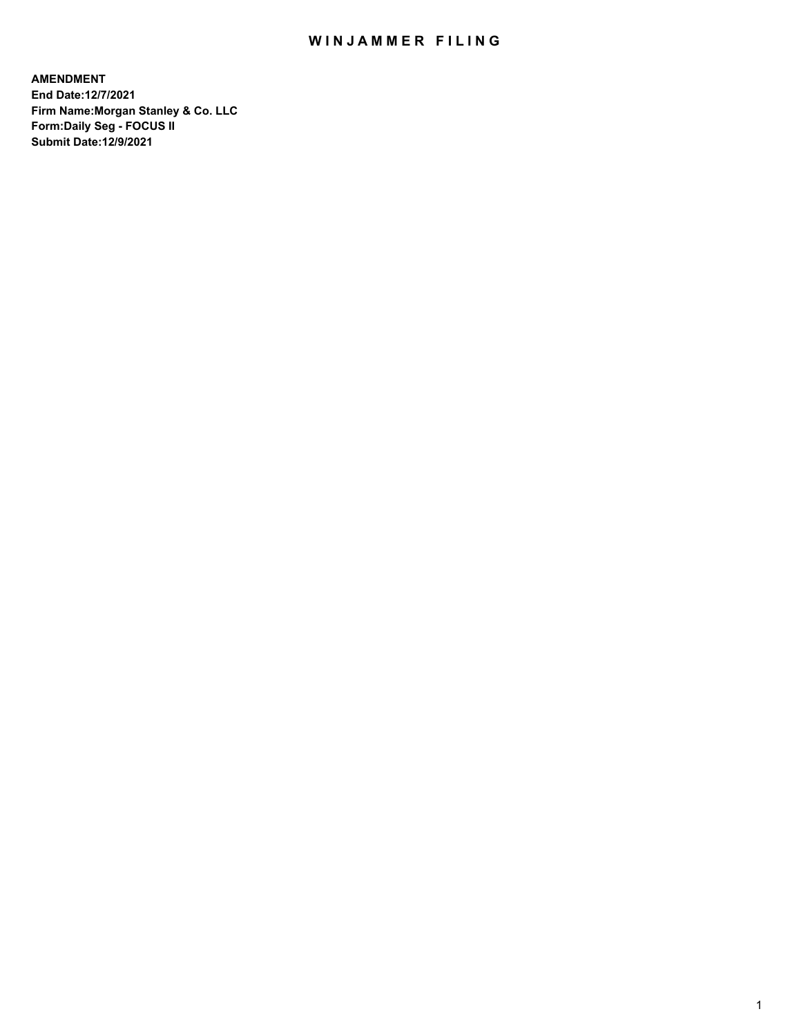# WINJAMMER FILING

**AMENDMENT**
**End Date:12/7/2021**
**Firm Name:Morgan Stanley & Co. LLC**
**Form:Daily Seg - FOCUS II**
**Submit Date:12/9/2021**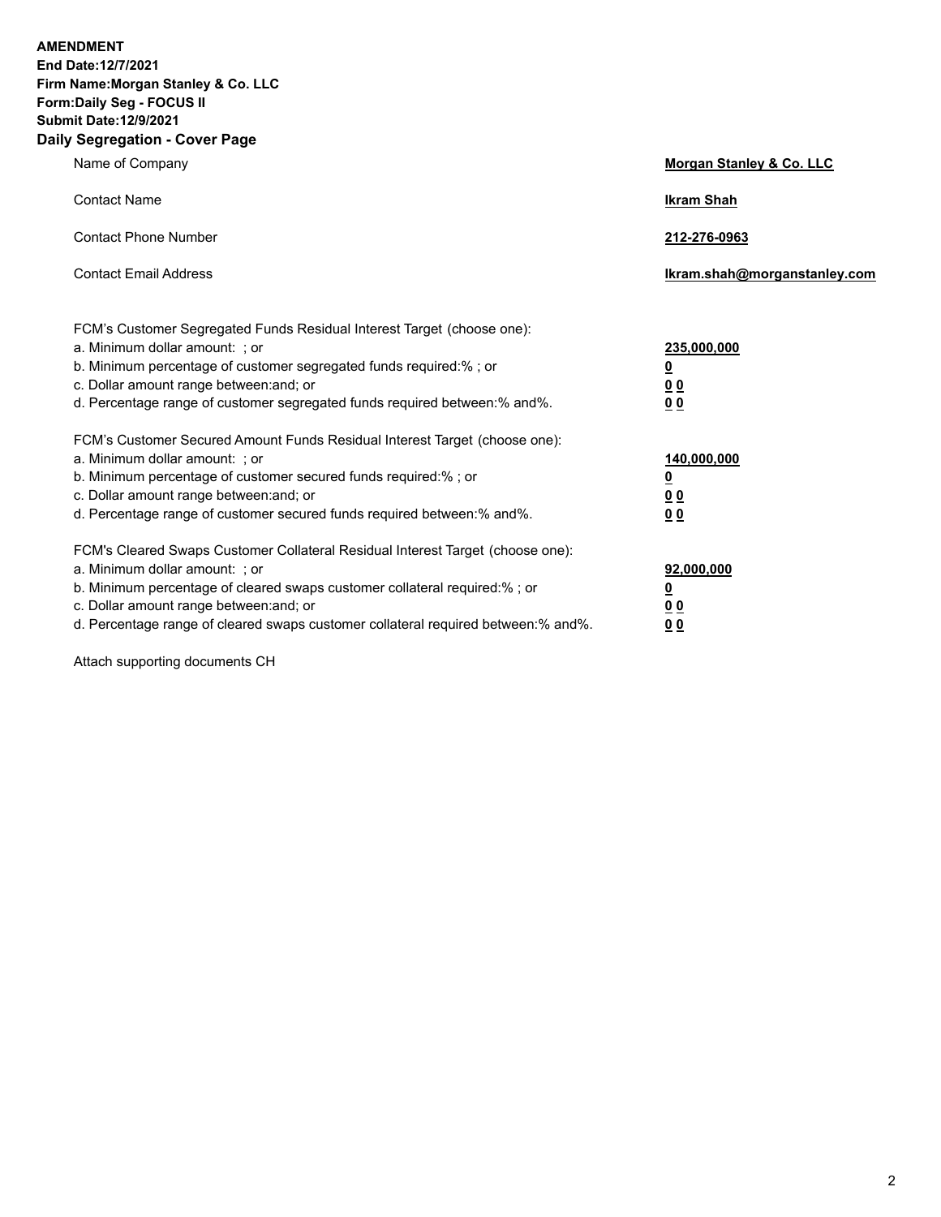**AMENDMENT**
**End Date:12/7/2021**
**Firm Name:Morgan Stanley & Co. LLC**
**Form:Daily Seg - FOCUS II**
**Submit Date:12/9/2021**

## Daily Segregation - Cover Page

| | |
|---|---|
| Name of Company | **Morgan Stanley & Co. LLC** |
| Contact Name | **Ikram Shah** |
| Contact Phone Number | **212-276-0963** |
| Contact Email Address | **Ikram.shah@morganstanley.com** |

| | |
|---|---|
| FCM's Customer Segregated Funds Residual Interest Target (choose one): | |
| a. Minimum dollar amount: ; or | **235,000,000** |
| b. Minimum percentage of customer segregated funds required:% ; or | **0** |
| c. Dollar amount range between:and; or | **0 0** |
| d. Percentage range of customer segregated funds required between:% and%. | **0 0** |
| FCM's Customer Secured Amount Funds Residual Interest Target (choose one): | |
| a. Minimum dollar amount: ; or | **140,000,000** |
| b. Minimum percentage of customer secured funds required:% ; or | **0** |
| c. Dollar amount range between:and; or | **0 0** |
| d. Percentage range of customer secured funds required between:% and%. | **0 0** |
| FCM's Cleared Swaps Customer Collateral Residual Interest Target (choose one): | |
| a. Minimum dollar amount: ; or | **92,000,000** |
| b. Minimum percentage of cleared swaps customer collateral required:% ; or | **0** |
| c. Dollar amount range between:and; or | **0 0** |
| d. Percentage range of cleared swaps customer collateral required between:% and%. | **0 0** |

Attach supporting documents CH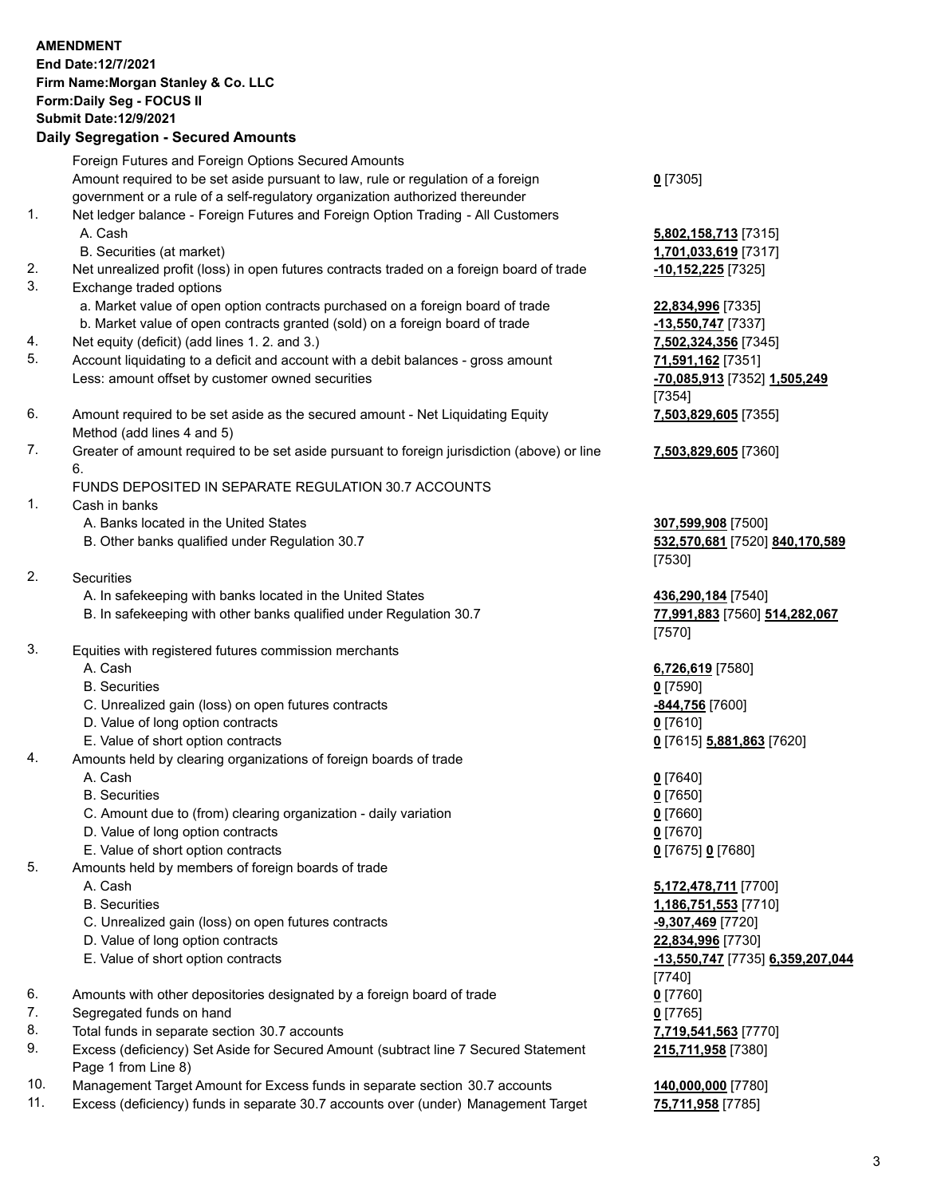**AMENDMENT**
**End Date:12/7/2021**
**Firm Name:Morgan Stanley & Co. LLC**
**Form:Daily Seg - FOCUS II**
**Submit Date:12/9/2021**

## Daily Segregation - Secured Amounts

| | | |
|---|---|---|
| | Foreign Futures and Foreign Options Secured Amounts | |
| | Amount required to be set aside pursuant to law, rule or regulation of a foreign government or a rule of a self-regulatory organization authorized thereunder | **0** [7305] |
| 1. | Net ledger balance - Foreign Futures and Foreign Option Trading - All Customers | |
| | A. Cash | **5,802,158,713** [7315] |
| | B. Securities (at market) | **1,701,033,619** [7317] |
| 2. | Net unrealized profit (loss) in open futures contracts traded on a foreign board of trade | **-10,152,225** [7325] |
| 3. | Exchange traded options | |
| | a. Market value of open option contracts purchased on a foreign board of trade | **22,834,996** [7335] |
| | b. Market value of open contracts granted (sold) on a foreign board of trade | **-13,550,747** [7337] |
| 4. | Net equity (deficit) (add lines 1. 2. and 3.) | **7,502,324,356** [7345] |
| 5. | Account liquidating to a deficit and account with a debit balances - gross amount | **71,591,162** [7351] |
| | Less: amount offset by customer owned securities | **-70,085,913** [7352] **1,505,249** [7354] |
| 6. | Amount required to be set aside as the secured amount - Net Liquidating Equity Method (add lines 4 and 5) | **7,503,829,605** [7355] |
| 7. | Greater of amount required to be set aside pursuant to foreign jurisdiction (above) or line 6. | **7,503,829,605** [7360] |
| | FUNDS DEPOSITED IN SEPARATE REGULATION 30.7 ACCOUNTS | |
| 1. | Cash in banks | |
| | A. Banks located in the United States | **307,599,908** [7500] |
| | B. Other banks qualified under Regulation 30.7 | **532,570,681** [7520] **840,170,589** [7530] |
| 2. | Securities | |
| | A. In safekeeping with banks located in the United States | **436,290,184** [7540] |
| | B. In safekeeping with other banks qualified under Regulation 30.7 | **77,991,883** [7560] **514,282,067** [7570] |
| 3. | Equities with registered futures commission merchants | |
| | A. Cash | **6,726,619** [7580] |
| | B. Securities | **0** [7590] |
| | C. Unrealized gain (loss) on open futures contracts | **-844,756** [7600] |
| | D. Value of long option contracts | **0** [7610] |
| | E. Value of short option contracts | **0** [7615] **5,881,863** [7620] |
| 4. | Amounts held by clearing organizations of foreign boards of trade | |
| | A. Cash | **0** [7640] |
| | B. Securities | **0** [7650] |
| | C. Amount due to (from) clearing organization - daily variation | **0** [7660] |
| | D. Value of long option contracts | **0** [7670] |
| | E. Value of short option contracts | **0** [7675] **0** [7680] |
| 5. | Amounts held by members of foreign boards of trade | |
| | A. Cash | **5,172,478,711** [7700] |
| | B. Securities | **1,186,751,553** [7710] |
| | C. Unrealized gain (loss) on open futures contracts | **-9,307,469** [7720] |
| | D. Value of long option contracts | **22,834,996** [7730] |
| | E. Value of short option contracts | **-13,550,747** [7735] **6,359,207,044** [7740] |
| 6. | Amounts with other depositories designated by a foreign board of trade | **0** [7760] |
| 7. | Segregated funds on hand | **0** [7765] |
| 8. | Total funds in separate section 30.7 accounts | **7,719,541,563** [7770] |
| 9. | Excess (deficiency) Set Aside for Secured Amount (subtract line 7 Secured Statement Page 1 from Line 8) | **215,711,958** [7380] |
| 10. | Management Target Amount for Excess funds in separate section 30.7 accounts | **140,000,000** [7780] |
| 11. | Excess (deficiency) funds in separate 30.7 accounts over (under) Management Target | **75,711,958** [7785] |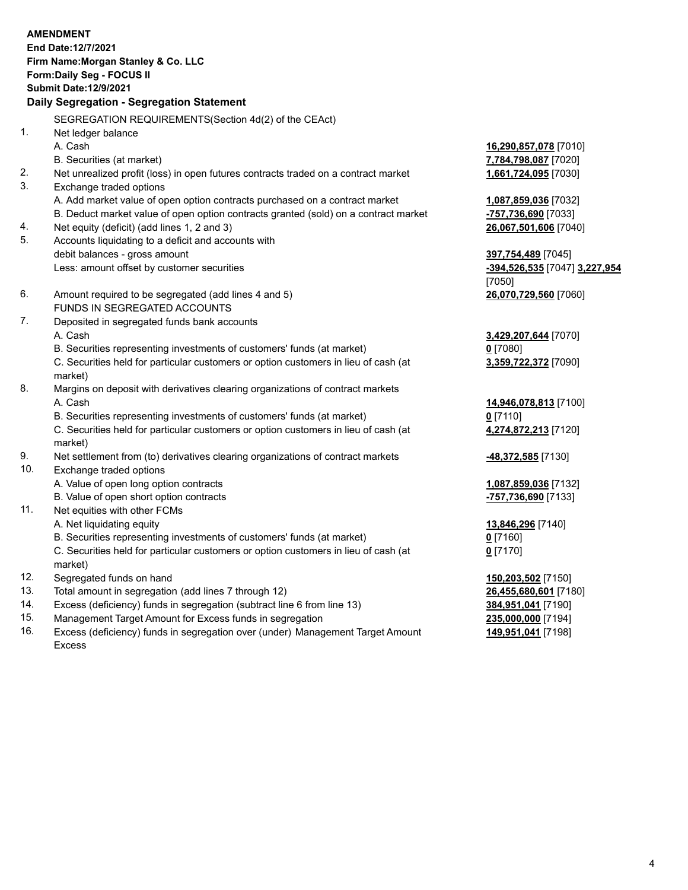**AMENDMENT**
**End Date:12/7/2021**
**Firm Name:Morgan Stanley & Co. LLC**
**Form:Daily Seg - FOCUS II**
**Submit Date:12/9/2021**

## Daily Segregation - Segregation Statement

SEGREGATION REQUIREMENTS(Section 4d(2) of the CEAct)

| | | |
|---|---|---|
| 1. | Net ledger balance | |
| | A. Cash | **16,290,857,078** [7010] |
| | B. Securities (at market) | **7,784,798,087** [7020] |
| 2. | Net unrealized profit (loss) in open futures contracts traded on a contract market | **1,661,724,095** [7030] |
| 3. | Exchange traded options | |
| | A. Add market value of open option contracts purchased on a contract market | **1,087,859,036** [7032] |
| | B. Deduct market value of open option contracts granted (sold) on a contract market | **-757,736,690** [7033] |
| 4. | Net equity (deficit) (add lines 1, 2 and 3) | **26,067,501,606** [7040] |
| 5. | Accounts liquidating to a deficit and accounts with debit balances - gross amount | **397,754,489** [7045] |
| | Less: amount offset by customer securities | **-394,526,535** [7047] **3,227,954** [7050] |
| 6. | Amount required to be segregated (add lines 4 and 5) | **26,070,729,560** [7060] |
| | FUNDS IN SEGREGATED ACCOUNTS | |
| 7. | Deposited in segregated funds bank accounts | |
| | A. Cash | **3,429,207,644** [7070] |
| | B. Securities representing investments of customers' funds (at market) | **0** [7080] |
| | C. Securities held for particular customers or option customers in lieu of cash (at market) | **3,359,722,372** [7090] |
| 8. | Margins on deposit with derivatives clearing organizations of contract markets | |
| | A. Cash | **14,946,078,813** [7100] |
| | B. Securities representing investments of customers' funds (at market) | **0** [7110] |
| | C. Securities held for particular customers or option customers in lieu of cash (at market) | **4,274,872,213** [7120] |
| 9. | Net settlement from (to) derivatives clearing organizations of contract markets | **-48,372,585** [7130] |
| 10. | Exchange traded options | |
| | A. Value of open long option contracts | **1,087,859,036** [7132] |
| | B. Value of open short option contracts | **-757,736,690** [7133] |
| 11. | Net equities with other FCMs | |
| | A. Net liquidating equity | **13,846,296** [7140] |
| | B. Securities representing investments of customers' funds (at market) | **0** [7160] |
| | C. Securities held for particular customers or option customers in lieu of cash (at market) | **0** [7170] |
| 12. | Segregated funds on hand | **150,203,502** [7150] |
| 13. | Total amount in segregation (add lines 7 through 12) | **26,455,680,601** [7180] |
| 14. | Excess (deficiency) funds in segregation (subtract line 6 from line 13) | **384,951,041** [7190] |
| 15. | Management Target Amount for Excess funds in segregation | **235,000,000** [7194] |
| 16. | Excess (deficiency) funds in segregation over (under) Management Target Amount Excess | **149,951,041** [7198] |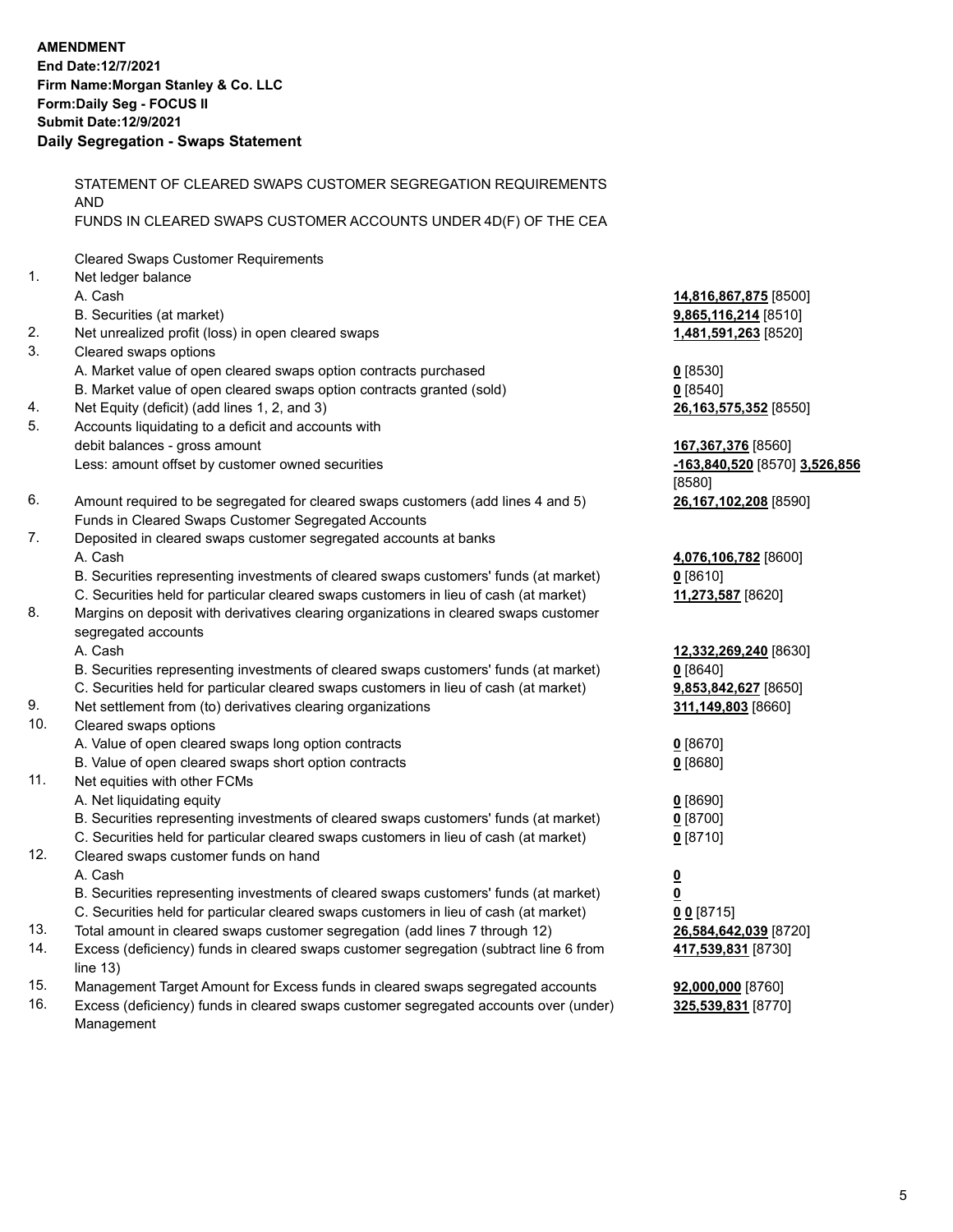**AMENDMENT**
**End Date:12/7/2021**
**Firm Name:Morgan Stanley & Co. LLC**
**Form:Daily Seg - FOCUS II**
**Submit Date:12/9/2021**
**Daily Segregation - Swaps Statement**

STATEMENT OF CLEARED SWAPS CUSTOMER SEGREGATION REQUIREMENTS AND FUNDS IN CLEARED SWAPS CUSTOMER ACCOUNTS UNDER 4D(F) OF THE CEA

| | | |
|---|---|---|
| | Cleared Swaps Customer Requirements | |
| 1. | Net ledger balance | |
| | A. Cash | **14,816,867,875** [8500] |
| | B. Securities (at market) | **9,865,116,214** [8510] |
| 2. | Net unrealized profit (loss) in open cleared swaps | **1,481,591,263** [8520] |
| 3. | Cleared swaps options | |
| | A. Market value of open cleared swaps option contracts purchased | **0** [8530] |
| | B. Market value of open cleared swaps option contracts granted (sold) | **0** [8540] |
| 4. | Net Equity (deficit) (add lines 1, 2, and 3) | **26,163,575,352** [8550] |
| 5. | Accounts liquidating to a deficit and accounts with debit balances - gross amount | **167,367,376** [8560] |
| | Less: amount offset by customer owned securities | **-163,840,520** [8570] **3,526,856** [8580] |
| 6. | Amount required to be segregated for cleared swaps customers (add lines 4 and 5) | **26,167,102,208** [8590] |
| | Funds in Cleared Swaps Customer Segregated Accounts | |
| 7. | Deposited in cleared swaps customer segregated accounts at banks | |
| | A. Cash | **4,076,106,782** [8600] |
| | B. Securities representing investments of cleared swaps customers' funds (at market) | **0** [8610] |
| | C. Securities held for particular cleared swaps customers in lieu of cash (at market) | **11,273,587** [8620] |
| 8. | Margins on deposit with derivatives clearing organizations in cleared swaps customer segregated accounts | |
| | A. Cash | **12,332,269,240** [8630] |
| | B. Securities representing investments of cleared swaps customers' funds (at market) | **0** [8640] |
| | C. Securities held for particular cleared swaps customers in lieu of cash (at market) | **9,853,842,627** [8650] |
| 9. | Net settlement from (to) derivatives clearing organizations | **311,149,803** [8660] |
| 10. | Cleared swaps options | |
| | A. Value of open cleared swaps long option contracts | **0** [8670] |
| | B. Value of open cleared swaps short option contracts | **0** [8680] |
| 11. | Net equities with other FCMs | |
| | A. Net liquidating equity | **0** [8690] |
| | B. Securities representing investments of cleared swaps customers' funds (at market) | **0** [8700] |
| | C. Securities held for particular cleared swaps customers in lieu of cash (at market) | **0** [8710] |
| 12. | Cleared swaps customer funds on hand | |
| | A. Cash | **0** |
| | B. Securities representing investments of cleared swaps customers' funds (at market) | **0** |
| | C. Securities held for particular cleared swaps customers in lieu of cash (at market) | **0** **0** [8715] |
| 13. | Total amount in cleared swaps customer segregation (add lines 7 through 12) | **26,584,642,039** [8720] |
| 14. | Excess (deficiency) funds in cleared swaps customer segregation (subtract line 6 from line 13) | **417,539,831** [8730] |
| 15. | Management Target Amount for Excess funds in cleared swaps segregated accounts | **92,000,000** [8760] |
| 16. | Excess (deficiency) funds in cleared swaps customer segregated accounts over (under) Management | **325,539,831** [8770] |